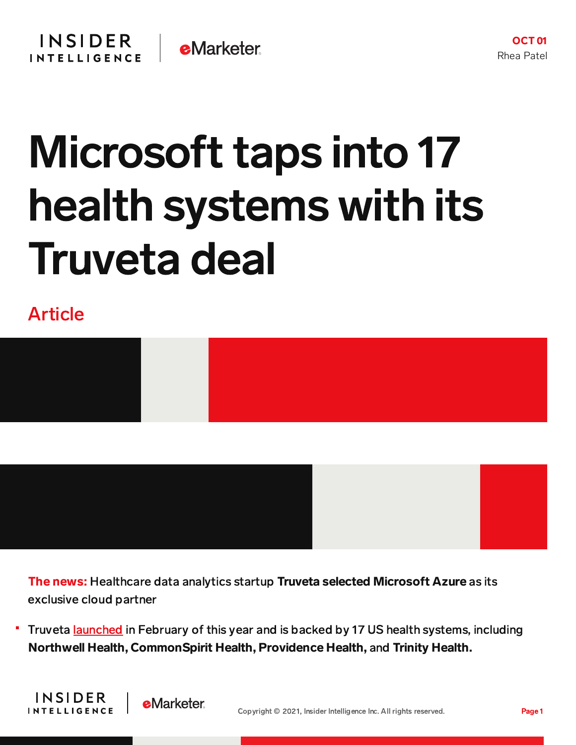OCT 01
Rhea Patel

# Microsoft taps into 17 health systems with its Truveta deal

Article

**The news:** Healthcare data analytics startup **Truveta selected Microsoft Azure** as its exclusive cloud partner

- Truveta launched in February of this year and is backed by 17 US health systems, including **Northwell Health, CommonSpirit Health, Providence Health,** and **Trinity Health.**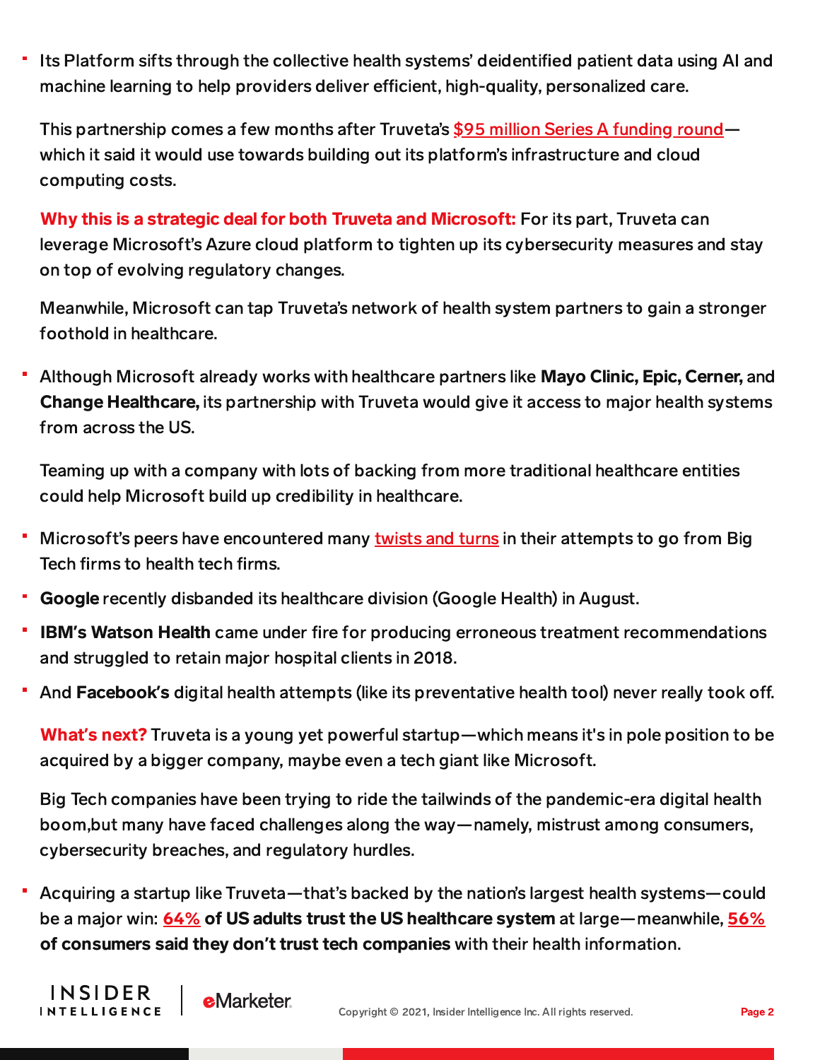- Its Platform sifts through the collective health systems' deidentified patient data using AI and machine learning to help providers deliver efficient, high-quality, personalized care.

  This partnership comes a few months after Truveta's [$95 million Series A funding round](#)—which it said it would use towards building out its platform's infrastructure and cloud computing costs.

**Why this is a strategic deal for both Truveta and Microsoft:** For its part, Truveta can leverage Microsoft's Azure cloud platform to tighten up its cybersecurity measures and stay on top of evolving regulatory changes.

Meanwhile, Microsoft can tap Truveta's network of health system partners to gain a stronger foothold in healthcare.

- Although Microsoft already works with healthcare partners like **Mayo Clinic, Epic, Cerner,** and **Change Healthcare,** its partnership with Truveta would give it access to major health systems from across the US.

  Teaming up with a company with lots of backing from more traditional healthcare entities could help Microsoft build up credibility in healthcare.

- Microsoft's peers have encountered many [twists and turns](#) in their attempts to go from Big Tech firms to health tech firms.
- **Google** recently disbanded its healthcare division (Google Health) in August.
- **IBM's Watson Health** came under fire for producing erroneous treatment recommendations and struggled to retain major hospital clients in 2018.
- And **Facebook's** digital health attempts (like its preventative health tool) never really took off.

**What's next?** Truveta is a young yet powerful startup—which means it's in pole position to be acquired by a bigger company, maybe even a tech giant like Microsoft.

Big Tech companies have been trying to ride the tailwinds of the pandemic-era digital health boom,but many have faced challenges along the way—namely, mistrust among consumers, cybersecurity breaches, and regulatory hurdles.

- Acquiring a startup like Truveta—that's backed by the nation's largest health systems—could be a major win: **[64%](#) of US adults trust the US healthcare system** at large—meanwhile, **[56%](#) of consumers said they don't trust tech companies** with their health information.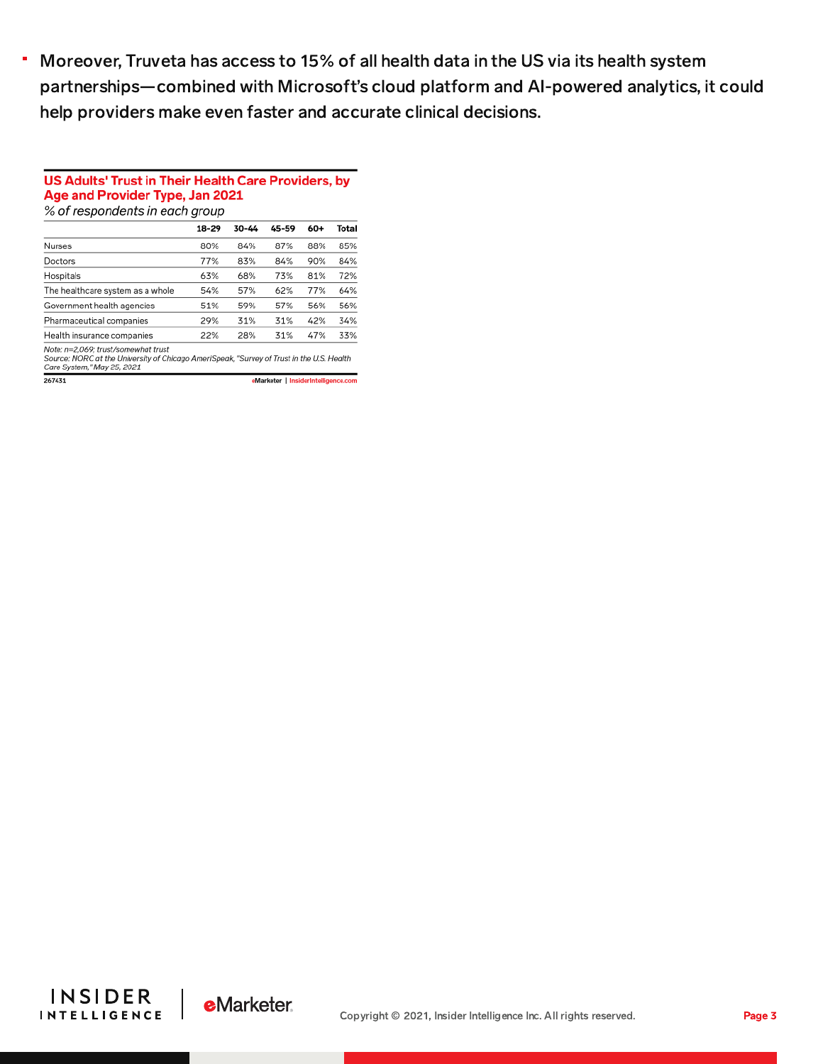- Moreover, Truveta has access to 15% of all health data in the US via its health system partnerships—combined with Microsoft's cloud platform and AI-powered analytics, it could help providers make even faster and accurate clinical decisions.

**US Adults' Trust in Their Health Care Providers, by Age and Provider Type, Jan 2021**

*% of respondents in each group*

| | 18-29 | 30-44 | 45-59 | 60+ | Total |
|---|---|---|---|---|---|
| Nurses | 80% | 84% | 87% | 88% | 85% |
| Doctors | 77% | 83% | 84% | 90% | 84% |
| Hospitals | 63% | 68% | 73% | 81% | 72% |
| The healthcare system as a whole | 54% | 57% | 62% | 77% | 64% |
| Government health agencies | 51% | 59% | 57% | 56% | 56% |
| Pharmaceutical companies | 29% | 31% | 31% | 42% | 34% |
| Health insurance companies | 22% | 28% | 31% | 47% | 33% |

*Note: n=2,069; trust/somewhat trust*
*Source: NORC at the University of Chicago AmeriSpeak, "Survey of Trust in the U.S. Health Care System," May 25, 2021*

267431 eMarketer | InsiderIntelligence.com